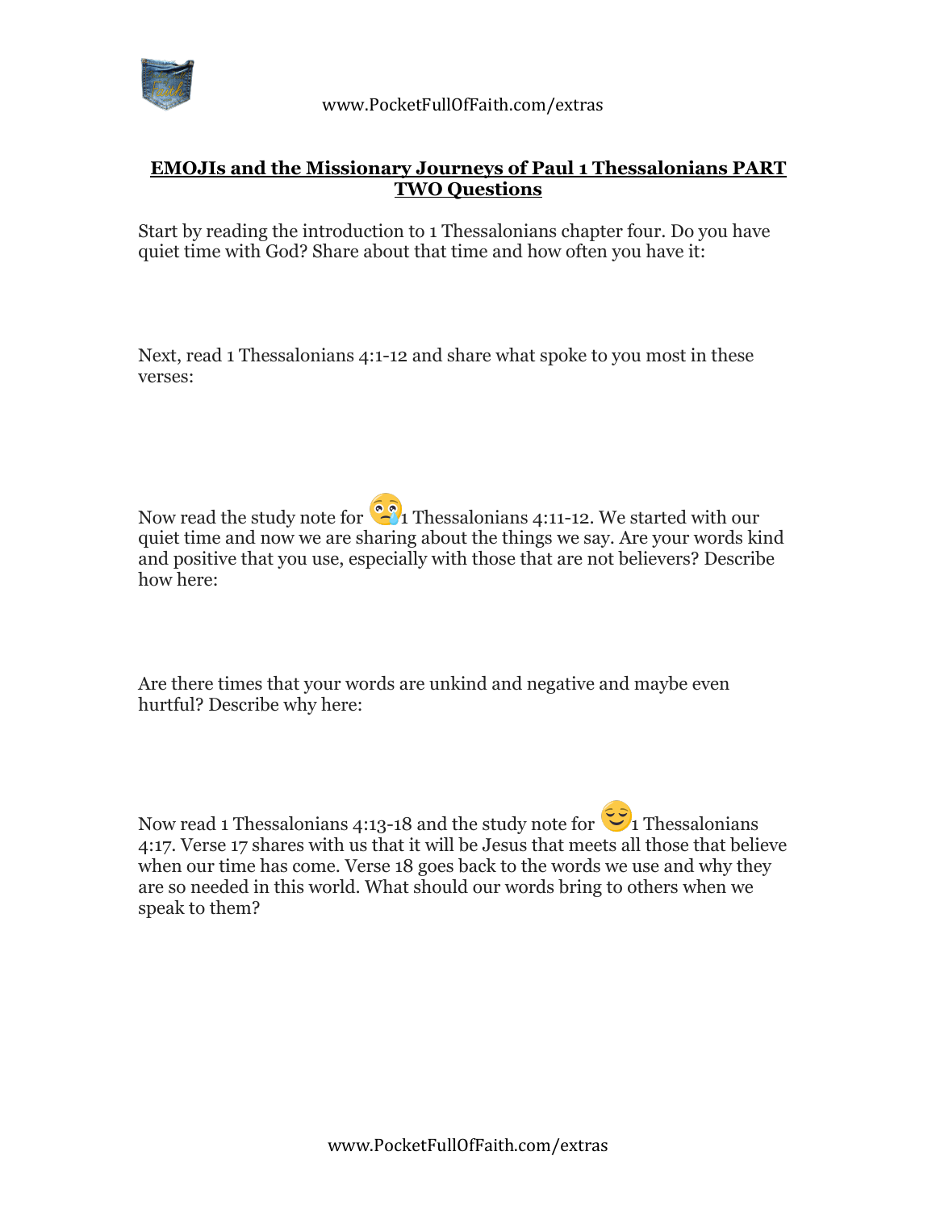## EMOJIs and the Missionary Journeys of Paul 1 Thessalonians PART TWO Questions

Start by reading the introduction to 1 Thessalonians chapter four. Do you have quiet time with God? Share about that time and how often you have it:

Next, read 1 Thessalonians 4:1-12 and share what spoke to you most in these verses:

Now read the study note for 😢1 Thessalonians 4:11-12. We started with our quiet time and now we are sharing about the things we say. Are your words kind and positive that you use, especially with those that are not believers? Describe how here:

Are there times that your words are unkind and negative and maybe even hurtful? Describe why here:

Now read 1 Thessalonians 4:13-18 and the study note for 😌1 Thessalonians 4:17. Verse 17 shares with us that it will be Jesus that meets all those that believe when our time has come. Verse 18 goes back to the words we use and why they are so needed in this world. What should our words bring to others when we speak to them?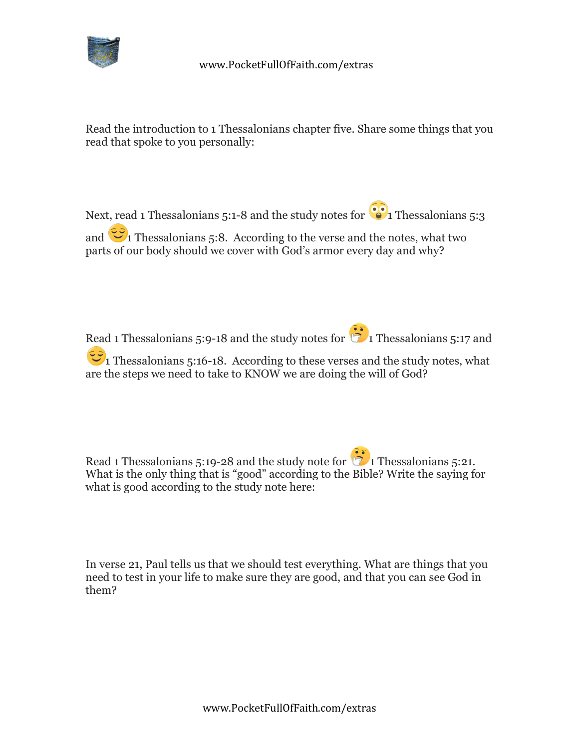Read the introduction to 1 Thessalonians chapter five. Share some things that you read that spoke to you personally:

Next, read 1 Thessalonians 5:1-8 and the study notes for 😳1 Thessalonians 5:3 and 😌1 Thessalonians 5:8. According to the verse and the notes, what two parts of our body should we cover with God's armor every day and why?

Read 1 Thessalonians 5:9-18 and the study notes for 🤔1 Thessalonians 5:17 and 😌1 Thessalonians 5:16-18. According to these verses and the study notes, what are the steps we need to take to KNOW we are doing the will of God?

Read 1 Thessalonians 5:19-28 and the study note for 🤔1 Thessalonians 5:21. What is the only thing that is "good" according to the Bible? Write the saying for what is good according to the study note here:

In verse 21, Paul tells us that we should test everything. What are things that you need to test in your life to make sure they are good, and that you can see God in them?